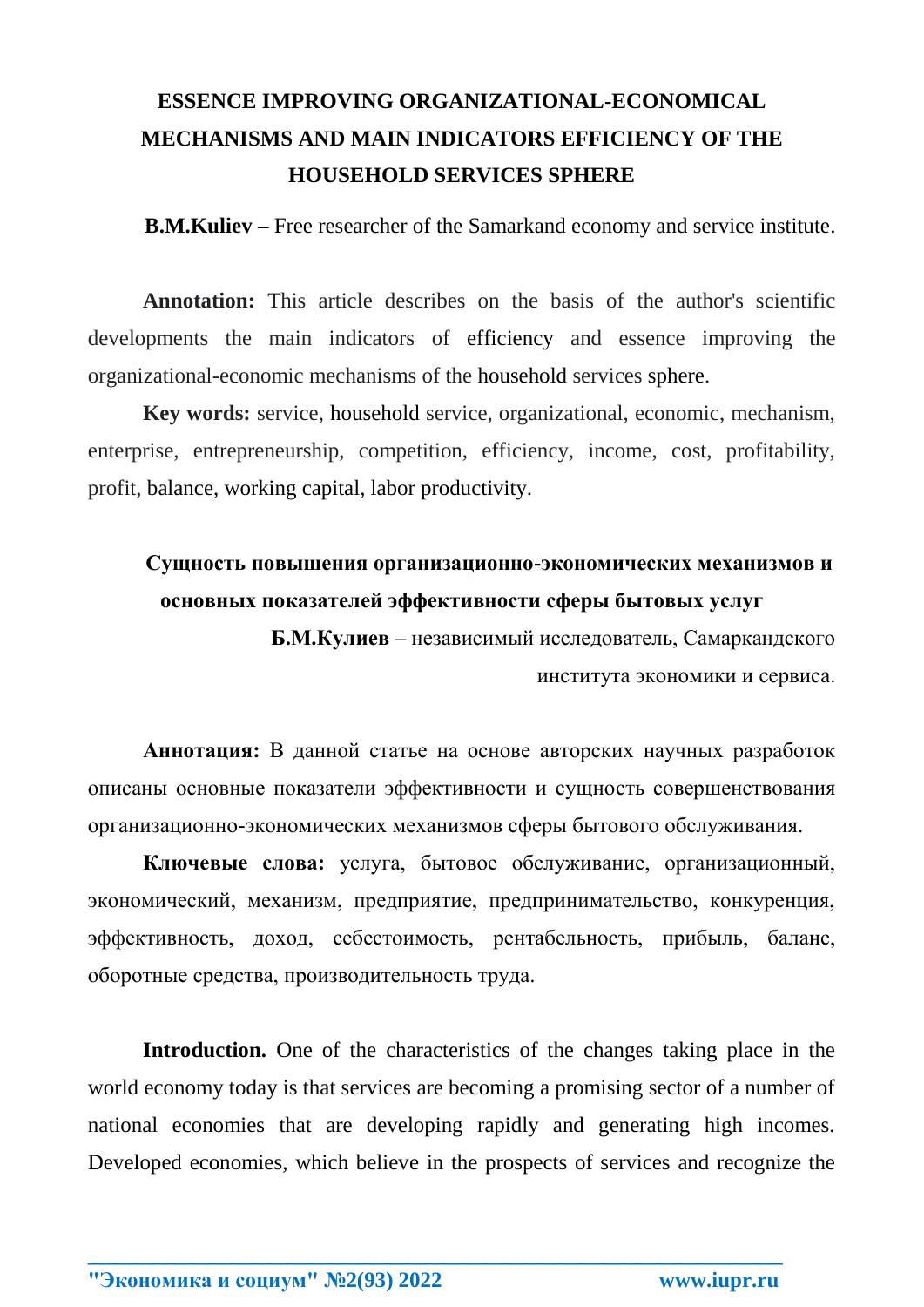# ESSENCE IMPROVING ORGANIZATIONAL-ECONOMICAL MECHANISMS AND MAIN INDICATORS EFFICIENCY OF THE HOUSEHOLD SERVICES SPHERE

**B.M.Kuliev –** Free researcher of the Samarkand economy and service institute.

**Annotation:** This article describes on the basis of the author's scientific developments the main indicators of efficiency and essence improving the organizational-economic mechanisms of the household services sphere.

**Key words:** service, household service, organizational, economic, mechanism, enterprise, entrepreneurship, competition, efficiency, income, cost, profitability, profit, balance, working capital, labor productivity.

## Сущность повышения организационно-экономических механизмов и основных показателей эффективности сферы бытовых услуг

**Б.М.Кулиев** – независимый исследователь, Самаркандского института экономики и сервиса.

**Аннотация:** В данной статье на основе авторских научных разработок описаны основные показатели эффективности и сущность совершенствования организационно-экономических механизмов сферы бытового обслуживания.

**Ключевые слова:** услуга, бытовое обслуживание, организационный, экономический, механизм, предприятие, предпринимательство, конкуренция, эффективность, доход, себестоимость, рентабельность, прибыль, баланс, оборотные средства, производительность труда.

**Introduction.** One of the characteristics of the changes taking place in the world economy today is that services are becoming a promising sector of a number of national economies that are developing rapidly and generating high incomes. Developed economies, which believe in the prospects of services and recognize the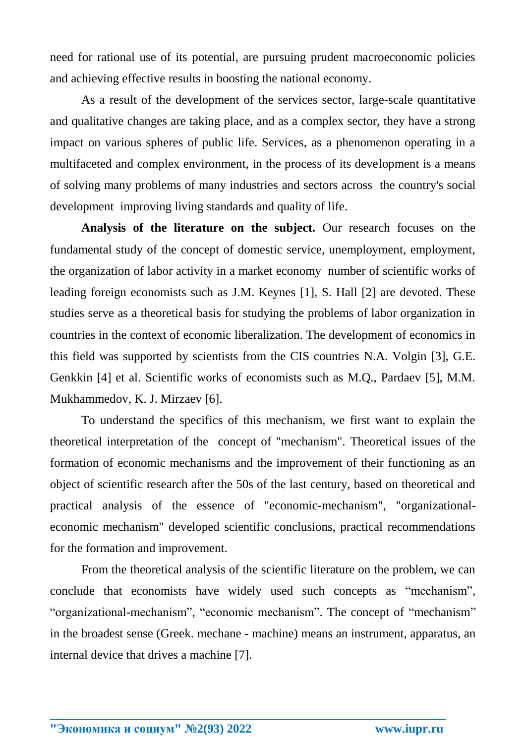need for rational use of its potential, are pursuing prudent macroeconomic policies and achieving effective results in boosting the national economy.

As a result of the development of the services sector, large-scale quantitative and qualitative changes are taking place, and as a complex sector, they have a strong impact on various spheres of public life. Services, as a phenomenon operating in a multifaceted and complex environment, in the process of its development is a means of solving many problems of many industries and sectors across the country's social development improving living standards and quality of life.

**Analysis of the literature on the subject.** Our research focuses on the fundamental study of the concept of domestic service, unemployment, employment, the organization of labor activity in a market economy number of scientific works of leading foreign economists such as J.M. Keynes [1], S. Hall [2] are devoted. These studies serve as a theoretical basis for studying the problems of labor organization in countries in the context of economic liberalization. The development of economics in this field was supported by scientists from the CIS countries N.A. Volgin [3], G.E. Genkkin [4] et al. Scientific works of economists such as M.Q., Pardaev [5], M.M. Mukhammedov, K. J. Mirzaev [6].

To understand the specifics of this mechanism, we first want to explain the theoretical interpretation of the concept of "mechanism". Theoretical issues of the formation of economic mechanisms and the improvement of their functioning as an object of scientific research after the 50s of the last century, based on theoretical and practical analysis of the essence of "economic-mechanism", "organizational-economic mechanism" developed scientific conclusions, practical recommendations for the formation and improvement.

From the theoretical analysis of the scientific literature on the problem, we can conclude that economists have widely used such concepts as “mechanism”, “organizational-mechanism”, “economic mechanism”. The concept of “mechanism” in the broadest sense (Greek. mechane - machine) means an instrument, apparatus, an internal device that drives a machine [7].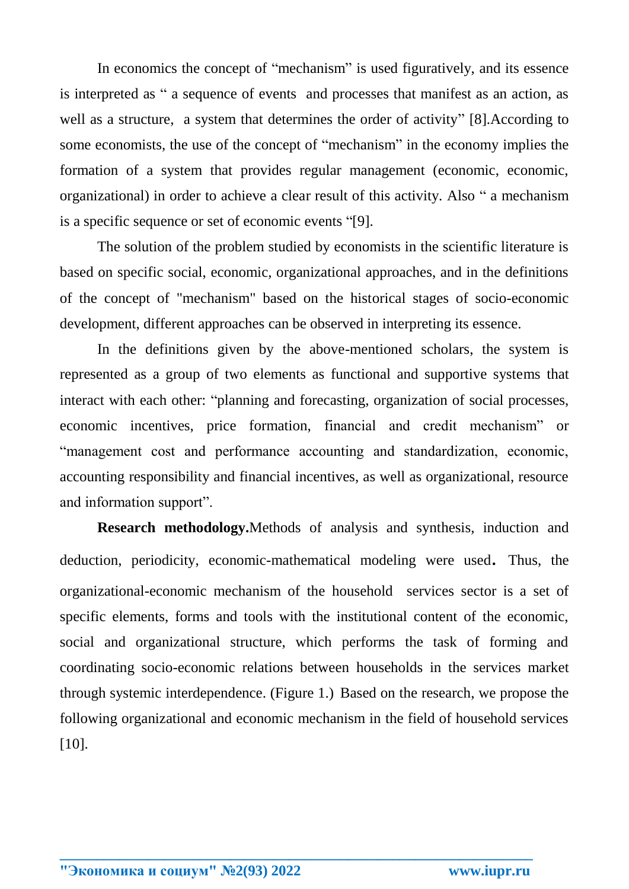In economics the concept of “mechanism” is used figuratively, and its essence is interpreted as “ a sequence of events and processes that manifest as an action, as well as a structure, a system that determines the order of activity” [8].According to some economists, the use of the concept of “mechanism” in the economy implies the formation of a system that provides regular management (economic, economic, organizational) in order to achieve a clear result of this activity. Also “ a mechanism is a specific sequence or set of economic events “[9].

The solution of the problem studied by economists in the scientific literature is based on specific social, economic, organizational approaches, and in the definitions of the concept of "mechanism" based on the historical stages of socio-economic development, different approaches can be observed in interpreting its essence.

In the definitions given by the above-mentioned scholars, the system is represented as a group of two elements as functional and supportive systems that interact with each other: “planning and forecasting, organization of social processes, economic incentives, price formation, financial and credit mechanism” or “management cost and performance accounting and standardization, economic, accounting responsibility and financial incentives, as well as organizational, resource and information support”.

**Research methodology.**Methods of analysis and synthesis, induction and deduction, periodicity, economic-mathematical modeling were used**.** Thus, the organizational-economic mechanism of the household services sector is a set of specific elements, forms and tools with the institutional content of the economic, social and organizational structure, which performs the task of forming and coordinating socio-economic relations between households in the services market through systemic interdependence. (Figure 1.) Based on the research, we propose the following organizational and economic mechanism in the field of household services [10].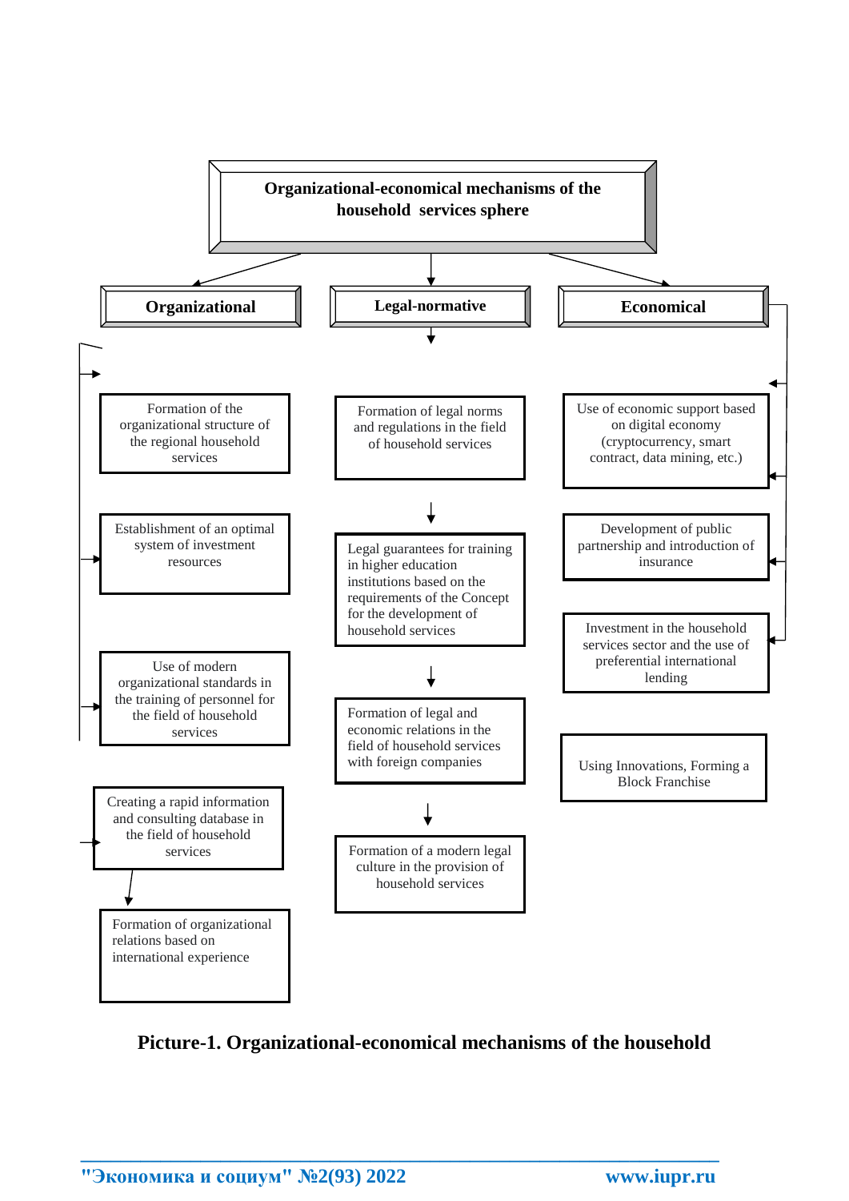**Organizational-economical mechanisms of the household services sphere**

**Organizational**

**Legal-normative**

**Economical**

Formation of the organizational structure of the regional household services

Establishment of an optimal system of investment resources

Use of modern organizational standards in the training of personnel for the field of household services

Creating a rapid information and consulting database in the field of household services

Formation of organizational relations based on international experience

Formation of legal norms and regulations in the field of household services

Legal guarantees for training in higher education institutions based on the requirements of the Concept for the development of household services

Formation of legal and economic relations in the field of household services with foreign companies

Formation of a modern legal culture in the provision of household services

Use of economic support based on digital economy (cryptocurrency, smart contract, data mining, etc.)

Development of public partnership and introduction of insurance

Investment in the household services sector and the use of preferential international lending

Using Innovations, Forming a Block Franchise

**Picture-1. Organizational-economical mechanisms of the household**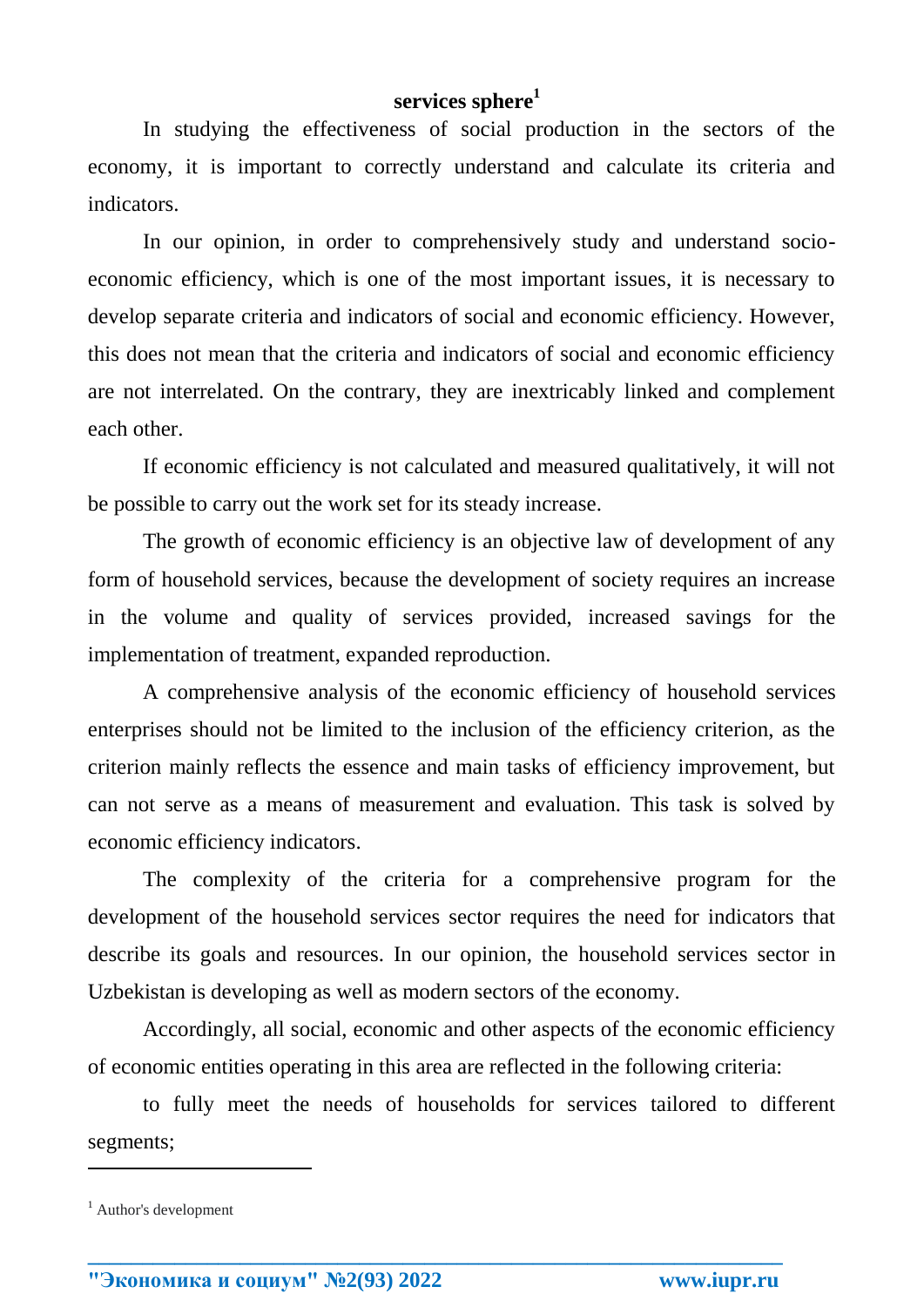**services sphere[1]**

In studying the effectiveness of social production in the sectors of the economy, it is important to correctly understand and calculate its criteria and indicators.

In our opinion, in order to comprehensively study and understand socio-economic efficiency, which is one of the most important issues, it is necessary to develop separate criteria and indicators of social and economic efficiency. However, this does not mean that the criteria and indicators of social and economic efficiency are not interrelated. On the contrary, they are inextricably linked and complement each other.

If economic efficiency is not calculated and measured qualitatively, it will not be possible to carry out the work set for its steady increase.

The growth of economic efficiency is an objective law of development of any form of household services, because the development of society requires an increase in the volume and quality of services provided, increased savings for the implementation of treatment, expanded reproduction.

A comprehensive analysis of the economic efficiency of household services enterprises should not be limited to the inclusion of the efficiency criterion, as the criterion mainly reflects the essence and main tasks of efficiency improvement, but can not serve as a means of measurement and evaluation. This task is solved by economic efficiency indicators.

The complexity of the criteria for a comprehensive program for the development of the household services sector requires the need for indicators that describe its goals and resources. In our opinion, the household services sector in Uzbekistan is developing as well as modern sectors of the economy.

Accordingly, all social, economic and other aspects of the economic efficiency of economic entities operating in this area are reflected in the following criteria:

to fully meet the needs of households for services tailored to different segments;

---

[1] Author's development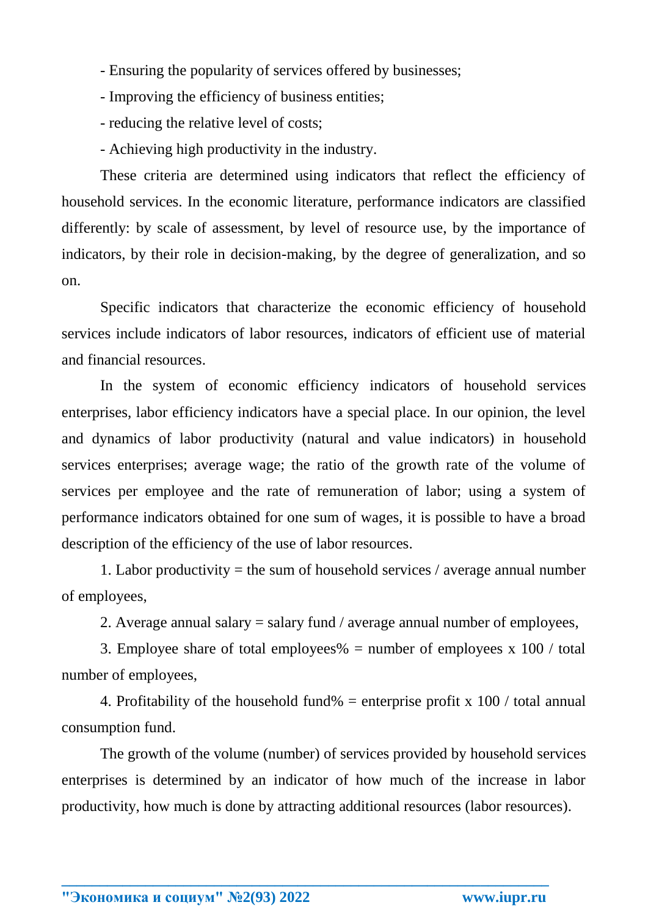- Ensuring the popularity of services offered by businesses;

- Improving the efficiency of business entities;

- reducing the relative level of costs;

- Achieving high productivity in the industry.

These criteria are determined using indicators that reflect the efficiency of household services. In the economic literature, performance indicators are classified differently: by scale of assessment, by level of resource use, by the importance of indicators, by their role in decision-making, by the degree of generalization, and so on.

Specific indicators that characterize the economic efficiency of household services include indicators of labor resources, indicators of efficient use of material and financial resources.

In the system of economic efficiency indicators of household services enterprises, labor efficiency indicators have a special place. In our opinion, the level and dynamics of labor productivity (natural and value indicators) in household services enterprises; average wage; the ratio of the growth rate of the volume of services per employee and the rate of remuneration of labor; using a system of performance indicators obtained for one sum of wages, it is possible to have a broad description of the efficiency of the use of labor resources.

1. Labor productivity = the sum of household services / average annual number of employees,

2. Average annual salary = salary fund / average annual number of employees,

3. Employee share of total employees% = number of employees x 100 / total number of employees,

4. Profitability of the household fund% = enterprise profit x 100 / total annual consumption fund.

The growth of the volume (number) of services provided by household services enterprises is determined by an indicator of how much of the increase in labor productivity, how much is done by attracting additional resources (labor resources).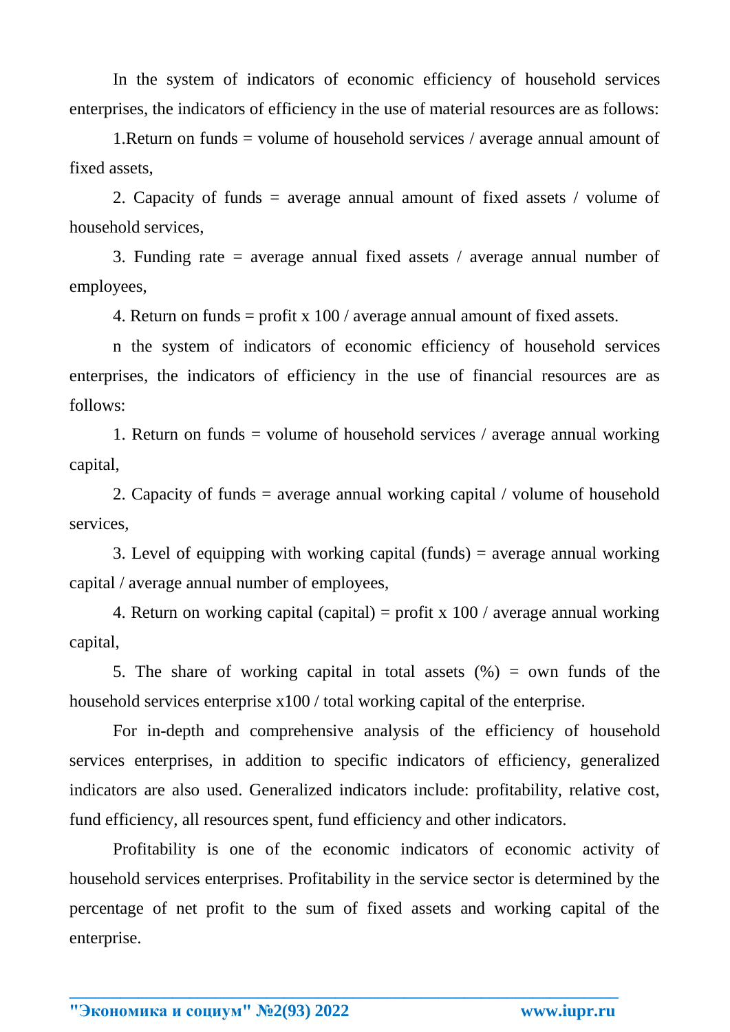In the system of indicators of economic efficiency of household services enterprises, the indicators of efficiency in the use of material resources are as follows:

1.Return on funds = volume of household services / average annual amount of fixed assets,

2. Capacity of funds = average annual amount of fixed assets / volume of household services,

3. Funding rate = average annual fixed assets / average annual number of employees,

4. Return on funds = profit x 100 / average annual amount of fixed assets.

n the system of indicators of economic efficiency of household services enterprises, the indicators of efficiency in the use of financial resources are as follows:

1. Return on funds = volume of household services / average annual working capital,

2. Capacity of funds = average annual working capital / volume of household services,

3. Level of equipping with working capital (funds) = average annual working capital / average annual number of employees,

4. Return on working capital (capital) = profit x 100 / average annual working capital,

5. The share of working capital in total assets (%) = own funds of the household services enterprise x100 / total working capital of the enterprise.

For in-depth and comprehensive analysis of the efficiency of household services enterprises, in addition to specific indicators of efficiency, generalized indicators are also used. Generalized indicators include: profitability, relative cost, fund efficiency, all resources spent, fund efficiency and other indicators.

Profitability is one of the economic indicators of economic activity of household services enterprises. Profitability in the service sector is determined by the percentage of net profit to the sum of fixed assets and working capital of the enterprise.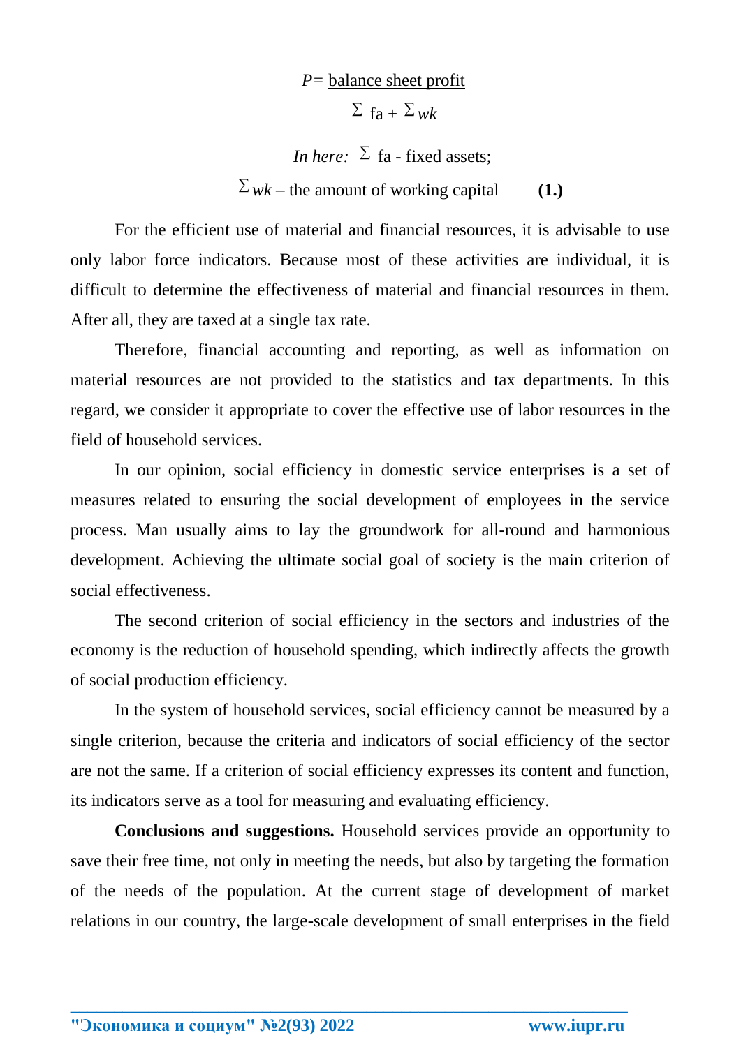$$P = \frac{\text{balance sheet profit}}{\sum fa + \sum wk}$$

*In here:* $\sum$ fa - fixed assets;

$\sum wk$ – the amount of working capital **(1.)**

For the efficient use of material and financial resources, it is advisable to use only labor force indicators. Because most of these activities are individual, it is difficult to determine the effectiveness of material and financial resources in them. After all, they are taxed at a single tax rate.

Therefore, financial accounting and reporting, as well as information on material resources are not provided to the statistics and tax departments. In this regard, we consider it appropriate to cover the effective use of labor resources in the field of household services.

In our opinion, social efficiency in domestic service enterprises is a set of measures related to ensuring the social development of employees in the service process. Man usually aims to lay the groundwork for all-round and harmonious development. Achieving the ultimate social goal of society is the main criterion of social effectiveness.

The second criterion of social efficiency in the sectors and industries of the economy is the reduction of household spending, which indirectly affects the growth of social production efficiency.

In the system of household services, social efficiency cannot be measured by a single criterion, because the criteria and indicators of social efficiency of the sector are not the same. If a criterion of social efficiency expresses its content and function, its indicators serve as a tool for measuring and evaluating efficiency.

**Conclusions and suggestions.** Household services provide an opportunity to save their free time, not only in meeting the needs, but also by targeting the formation of the needs of the population. At the current stage of development of market relations in our country, the large-scale development of small enterprises in the field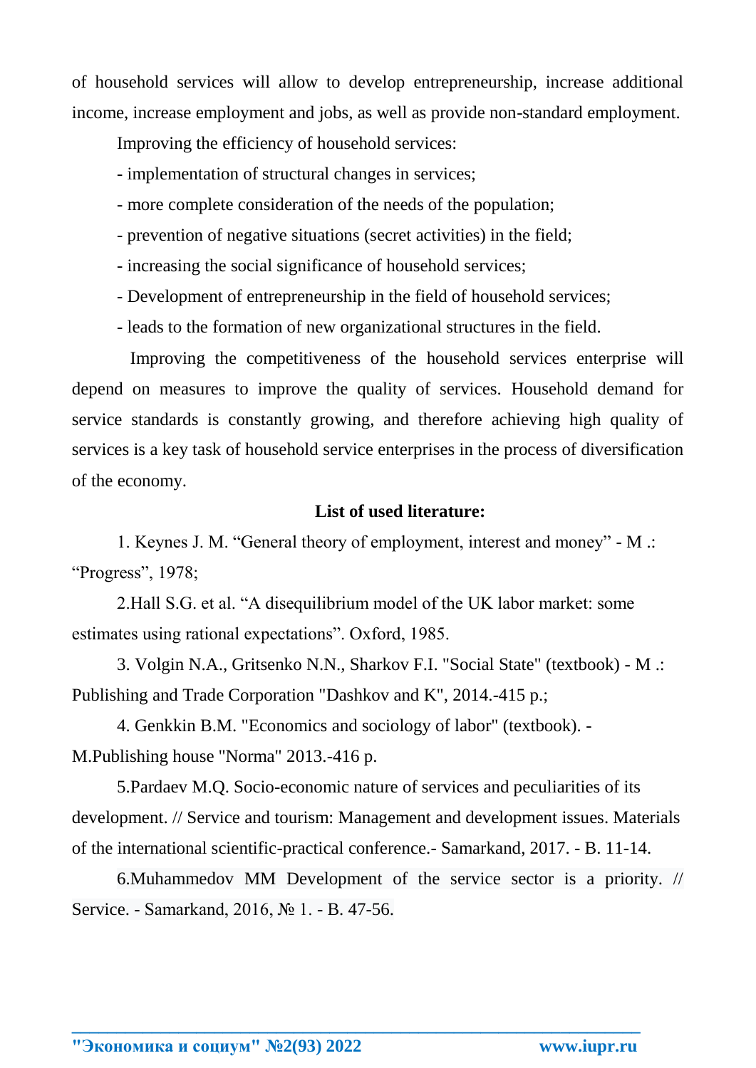of household services will allow to develop entrepreneurship, increase additional income, increase employment and jobs, as well as provide non-standard employment.

Improving the efficiency of household services:

- implementation of structural changes in services;
- more complete consideration of the needs of the population;
- prevention of negative situations (secret activities) in the field;
- increasing the social significance of household services;
- Development of entrepreneurship in the field of household services;
- leads to the formation of new organizational structures in the field.

Improving the competitiveness of the household services enterprise will depend on measures to improve the quality of services. Household demand for service standards is constantly growing, and therefore achieving high quality of services is a key task of household service enterprises in the process of diversification of the economy.

**List of used literature:**

1. Keynes J. M. “General theory of employment, interest and money” - M .: “Progress”, 1978;

2.Hall S.G. et al. “A disequilibrium model of the UK labor market: some estimates using rational expectations”. Oxford, 1985.

3. Volgin N.A., Gritsenko N.N., Sharkov F.I. "Social State" (textbook) - M .: Publishing and Trade Corporation "Dashkov and K", 2014.-415 p.;

4. Genkkin B.M. "Economics and sociology of labor" (textbook). - M.Publishing house "Norma" 2013.-416 p.

5.Pardaev M.Q. Socio-economic nature of services and peculiarities of its development. // Service and tourism: Management and development issues. Materials of the international scientific-practical conference.- Samarkand, 2017. - B. 11-14.

6.Muhammedov MM Development of the service sector is a priority. // Service. - Samarkand, 2016, № 1. - B. 47-56.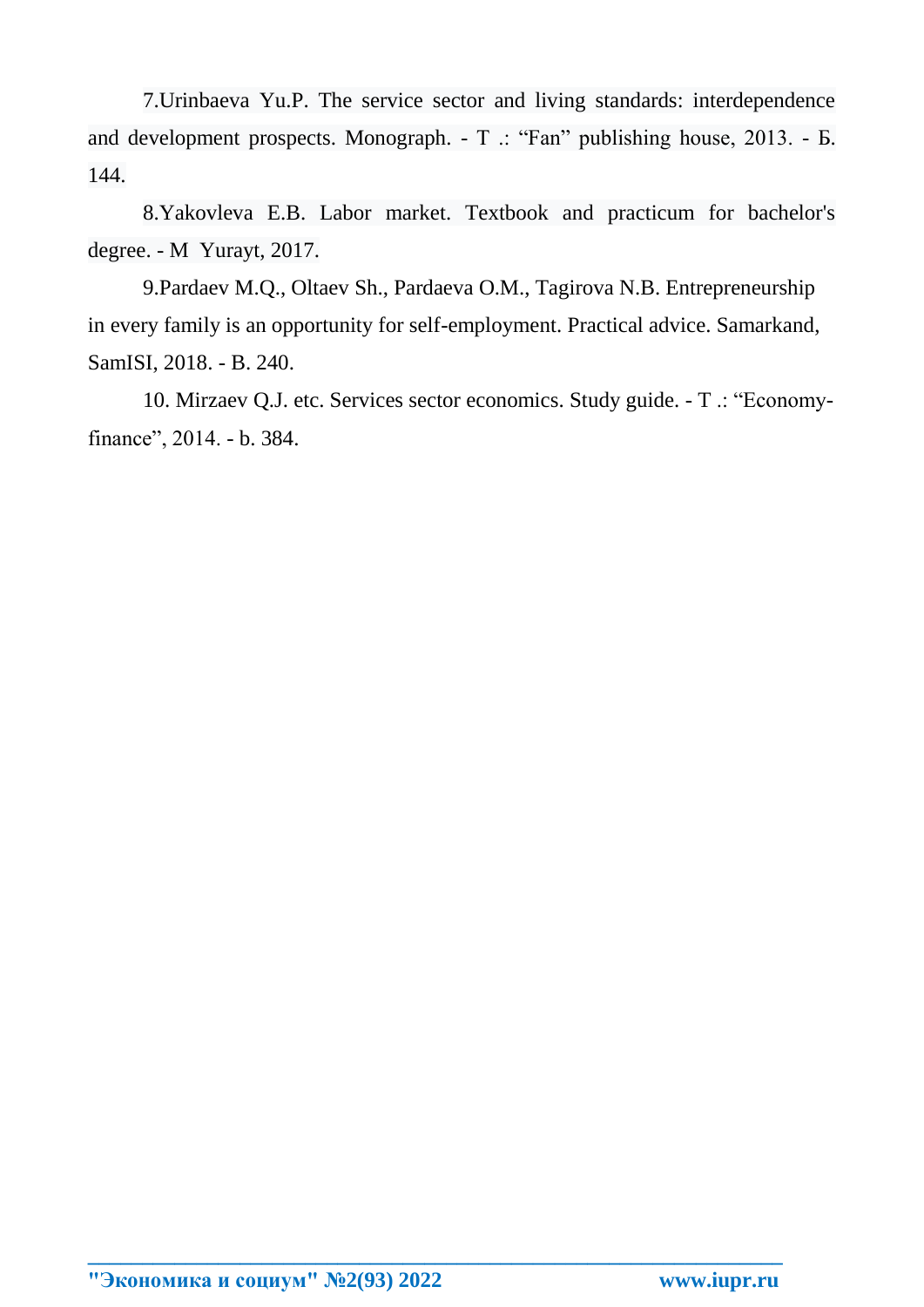7.Urinbaeva Yu.P. The service sector and living standards: interdependence and development prospects. Monograph. - T .: "Fan" publishing house, 2013. - Б. 144.

8.Yakovleva E.B. Labor market. Textbook and practicum for bachelor's degree. - M  Yurayt, 2017.

9.Pardaev M.Q., Oltaev Sh., Pardaeva O.M., Tagirova N.B. Entrepreneurship in every family is an opportunity for self-employment. Practical advice. Samarkand, SamISI, 2018. - B. 240.

10. Mirzaev Q.J. etc. Services sector economics. Study guide. - T .: "Economy-finance", 2014. - b. 384.